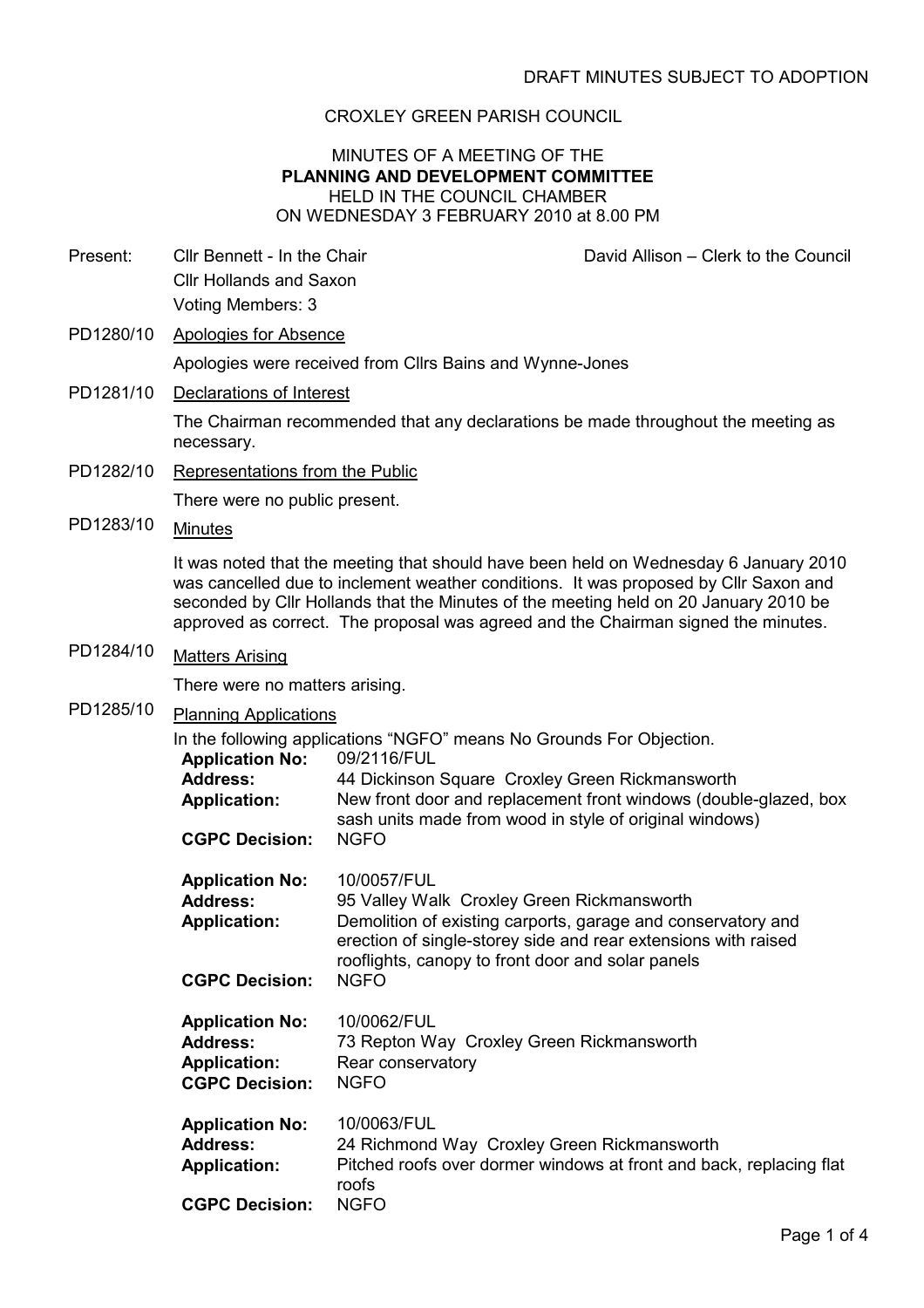DRAFT MINUTES SUBJECT TO ADOPTION

CROXLEY GREEN PARISH COUNCIL

MINUTES OF A MEETING OF THE
**PLANNING AND DEVELOPMENT COMMITTEE**
HELD IN THE COUNCIL CHAMBER
ON WEDNESDAY 3 FEBRUARY 2010 at 8.00 PM

Present: Cllr Bennett - In the Chair
Cllr Hollands and Saxon
Voting Members: 3

David Allison – Clerk to the Council

PD1280/10 Apologies for Absence

Apologies were received from Cllrs Bains and Wynne-Jones

PD1281/10 Declarations of Interest

The Chairman recommended that any declarations be made throughout the meeting as necessary.

PD1282/10 Representations from the Public

There were no public present.

PD1283/10 Minutes

It was noted that the meeting that should have been held on Wednesday 6 January 2010 was cancelled due to inclement weather conditions. It was proposed by Cllr Saxon and seconded by Cllr Hollands that the Minutes of the meeting held on 20 January 2010 be approved as correct. The proposal was agreed and the Chairman signed the minutes.

PD1284/10 Matters Arising

There were no matters arising.

PD1285/10 Planning Applications

In the following applications "NGFO" means No Grounds For Objection.

**Application No:** 09/2116/FUL
**Address:** 44 Dickinson Square Croxley Green Rickmansworth
**Application:** New front door and replacement front windows (double-glazed, box sash units made from wood in style of original windows)
**CGPC Decision:** NGFO

**Application No:** 10/0057/FUL
**Address:** 95 Valley Walk Croxley Green Rickmansworth
**Application:** Demolition of existing carports, garage and conservatory and erection of single-storey side and rear extensions with raised rooflights, canopy to front door and solar panels
**CGPC Decision:** NGFO

**Application No:** 10/0062/FUL
**Address:** 73 Repton Way Croxley Green Rickmansworth
**Application:** Rear conservatory
**CGPC Decision:** NGFO

**Application No:** 10/0063/FUL
**Address:** 24 Richmond Way Croxley Green Rickmansworth
**Application:** Pitched roofs over dormer windows at front and back, replacing flat roofs
**CGPC Decision:** NGFO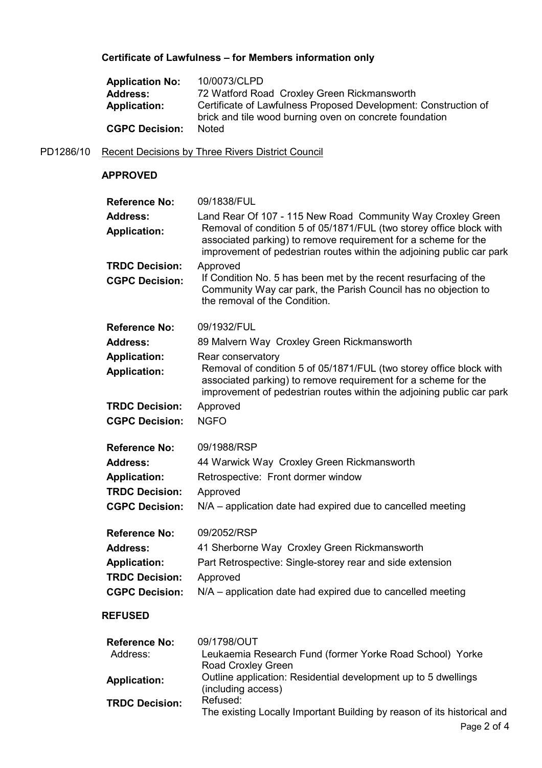**Certificate of Lawfulness – for Members information only**

**Application No:** 10/0073/CLPD
**Address:** 72 Watford Road Croxley Green Rickmansworth
**Application:** Certificate of Lawfulness Proposed Development: Construction of brick and tile wood burning oven on concrete foundation
**CGPC Decision:** Noted

PD1286/10 Recent Decisions by Three Rivers District Council

**APPROVED**

**Reference No:** 09/1838/FUL
**Address:** Land Rear Of 107 - 115 New Road Community Way Croxley Green
**Application:** Removal of condition 5 of 05/1871/FUL (two storey office block with associated parking) to remove requirement for a scheme for the improvement of pedestrian routes within the adjoining public car park
**TRDC Decision:** Approved
**CGPC Decision:** If Condition No. 5 has been met by the recent resurfacing of the Community Way car park, the Parish Council has no objection to the removal of the Condition.

**Reference No:** 09/1932/FUL
**Address:** 89 Malvern Way Croxley Green Rickmansworth
**Application:** Rear conservatory
**Application:** Removal of condition 5 of 05/1871/FUL (two storey office block with associated parking) to remove requirement for a scheme for the improvement of pedestrian routes within the adjoining public car park
**TRDC Decision:** Approved
**CGPC Decision:** NGFO

**Reference No:** 09/1988/RSP
**Address:** 44 Warwick Way Croxley Green Rickmansworth
**Application:** Retrospective: Front dormer window
**TRDC Decision:** Approved
**CGPC Decision:** N/A – application date had expired due to cancelled meeting

**Reference No:** 09/2052/RSP
**Address:** 41 Sherborne Way Croxley Green Rickmansworth
**Application:** Part Retrospective: Single-storey rear and side extension
**TRDC Decision:** Approved
**CGPC Decision:** N/A – application date had expired due to cancelled meeting

**REFUSED**

**Reference No:** 09/1798/OUT
Address: Leukaemia Research Fund (former Yorke Road School) Yorke Road Croxley Green
**Application:** Outline application: Residential development up to 5 dwellings (including access)
**TRDC Decision:** Refused:
The existing Locally Important Building by reason of its historical and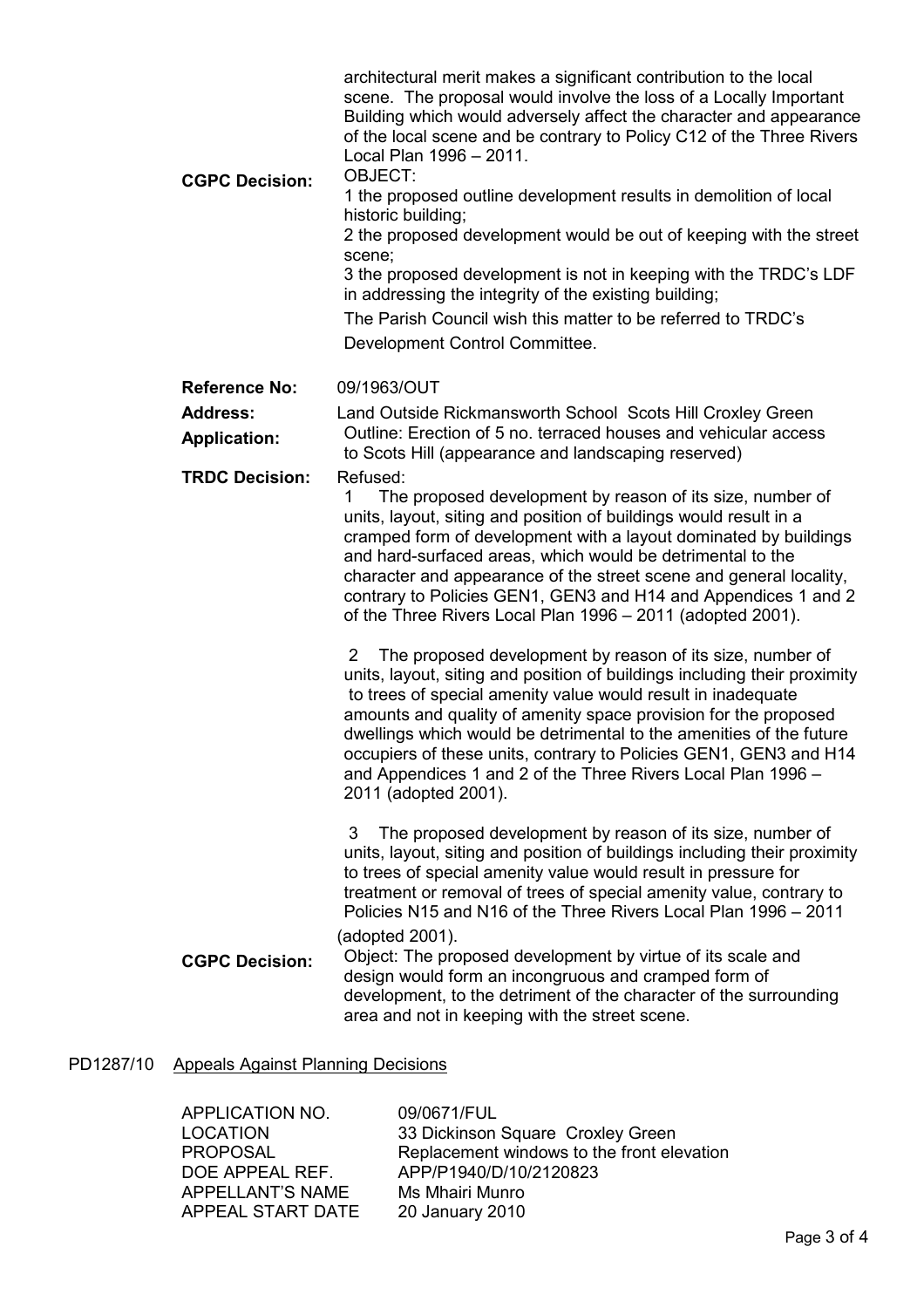architectural merit makes a significant contribution to the local scene. The proposal would involve the loss of a Locally Important Building which would adversely affect the character and appearance of the local scene and be contrary to Policy C12 of the Three Rivers Local Plan 1996 – 2011.

**CGPC Decision:** OBJECT:
1 the proposed outline development results in demolition of local historic building;
2 the proposed development would be out of keeping with the street scene;
3 the proposed development is not in keeping with the TRDC's LDF in addressing the integrity of the existing building;
The Parish Council wish this matter to be referred to TRDC's Development Control Committee.

**Reference No:** 09/1963/OUT

**Address:** Land Outside Rickmansworth School Scots Hill Croxley Green

**Application:** Outline: Erection of 5 no. terraced houses and vehicular access to Scots Hill (appearance and landscaping reserved)

**TRDC Decision:** Refused:

1 The proposed development by reason of its size, number of units, layout, siting and position of buildings would result in a cramped form of development with a layout dominated by buildings and hard-surfaced areas, which would be detrimental to the character and appearance of the street scene and general locality, contrary to Policies GEN1, GEN3 and H14 and Appendices 1 and 2 of the Three Rivers Local Plan 1996 – 2011 (adopted 2001).

2 The proposed development by reason of its size, number of units, layout, siting and position of buildings including their proximity to trees of special amenity value would result in inadequate amounts and quality of amenity space provision for the proposed dwellings which would be detrimental to the amenities of the future occupiers of these units, contrary to Policies GEN1, GEN3 and H14 and Appendices 1 and 2 of the Three Rivers Local Plan 1996 – 2011 (adopted 2001).

3 The proposed development by reason of its size, number of units, layout, siting and position of buildings including their proximity to trees of special amenity value would result in pressure for treatment or removal of trees of special amenity value, contrary to Policies N15 and N16 of the Three Rivers Local Plan 1996 – 2011 (adopted 2001).

**CGPC Decision:** Object: The proposed development by virtue of its scale and design would form an incongruous and cramped form of development, to the detriment of the character of the surrounding area and not in keeping with the street scene.

## PD1287/10 Appeals Against Planning Decisions

| | |
|---|---|
| APPLICATION NO. | 09/0671/FUL |
| LOCATION | 33 Dickinson Square Croxley Green |
| PROPOSAL | Replacement windows to the front elevation |
| DOE APPEAL REF. | APP/P1940/D/10/2120823 |
| APPELLANT'S NAME | Ms Mhairi Munro |
| APPEAL START DATE | 20 January 2010 |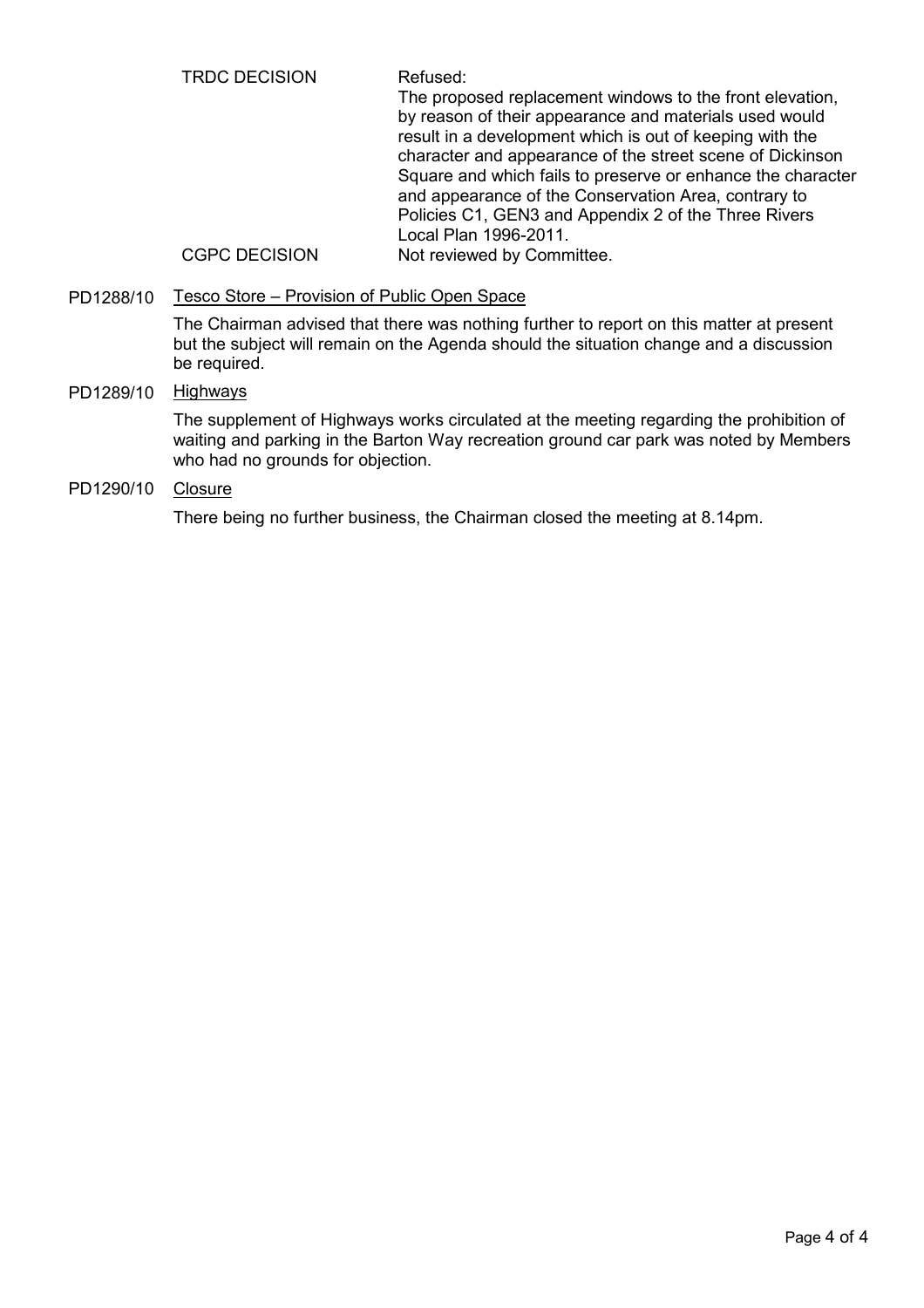| | |
|---|---|
| TRDC DECISION | Refused: The proposed replacement windows to the front elevation, by reason of their appearance and materials used would result in a development which is out of keeping with the character and appearance of the street scene of Dickinson Square and which fails to preserve or enhance the character and appearance of the Conservation Area, contrary to Policies C1, GEN3 and Appendix 2 of the Three Rivers Local Plan 1996-2011. |
| CGPC DECISION | Not reviewed by Committee. |

PD1288/10 Tesco Store – Provision of Public Open Space

The Chairman advised that there was nothing further to report on this matter at present but the subject will remain on the Agenda should the situation change and a discussion be required.

PD1289/10 Highways

The supplement of Highways works circulated at the meeting regarding the prohibition of waiting and parking in the Barton Way recreation ground car park was noted by Members who had no grounds for objection.

PD1290/10 Closure

There being no further business, the Chairman closed the meeting at 8.14pm.